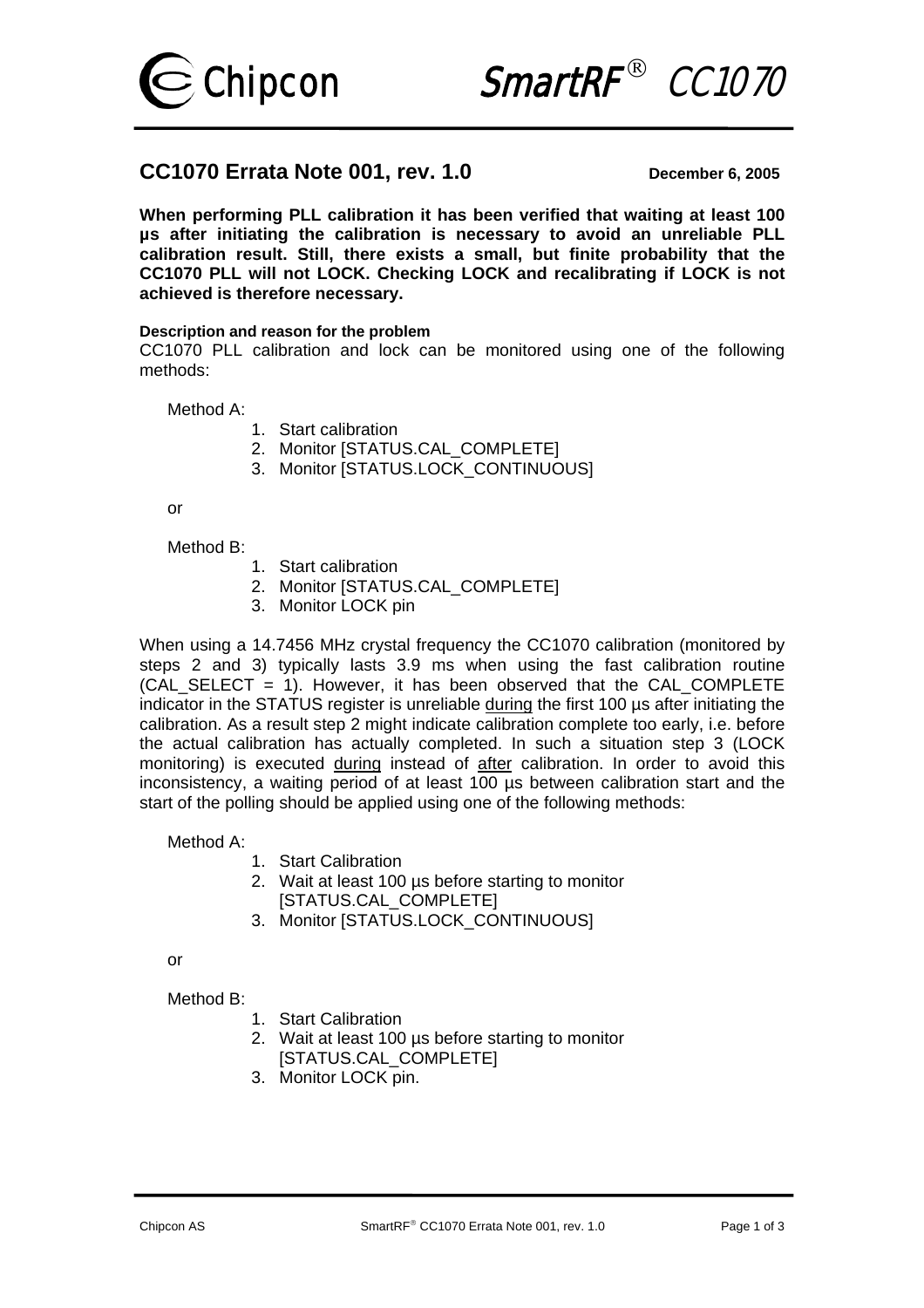# CC1070 Errata Note 001, rev. 1.0

**December 6, 2005**

**When performing PLL calibration it has been verified that waiting at least 100 µs after initiating the calibration is necessary to avoid an unreliable PLL calibration result. Still, there exists a small, but finite probability that the CC1070 PLL will not LOCK. Checking LOCK and recalibrating if LOCK is not achieved is therefore necessary.**

#### Description and reason for the problem

CC1070 PLL calibration and lock can be monitored using one of the following methods:

Method A:

1. Start calibration
2. Monitor [STATUS.CAL_COMPLETE]
3. Monitor [STATUS.LOCK_CONTINUOUS]

or

Method B:

1. Start calibration
2. Monitor [STATUS.CAL_COMPLETE]
3. Monitor LOCK pin

When using a 14.7456 MHz crystal frequency the CC1070 calibration (monitored by steps 2 and 3) typically lasts 3.9 ms when using the fast calibration routine (CAL_SELECT = 1). However, it has been observed that the CAL_COMPLETE indicator in the STATUS register is unreliable <u>during</u> the first 100 µs after initiating the calibration. As a result step 2 might indicate calibration complete too early, i.e. before the actual calibration has actually completed. In such a situation step 3 (LOCK monitoring) is executed <u>during</u> instead of <u>after</u> calibration. In order to avoid this inconsistency, a waiting period of at least 100 µs between calibration start and the start of the polling should be applied using one of the following methods:

Method A:

1. Start Calibration
2. Wait at least 100 µs before starting to monitor [STATUS.CAL_COMPLETE]
3. Monitor [STATUS.LOCK_CONTINUOUS]

or

Method B:

1. Start Calibration
2. Wait at least 100 µs before starting to monitor [STATUS.CAL_COMPLETE]
3. Monitor LOCK pin.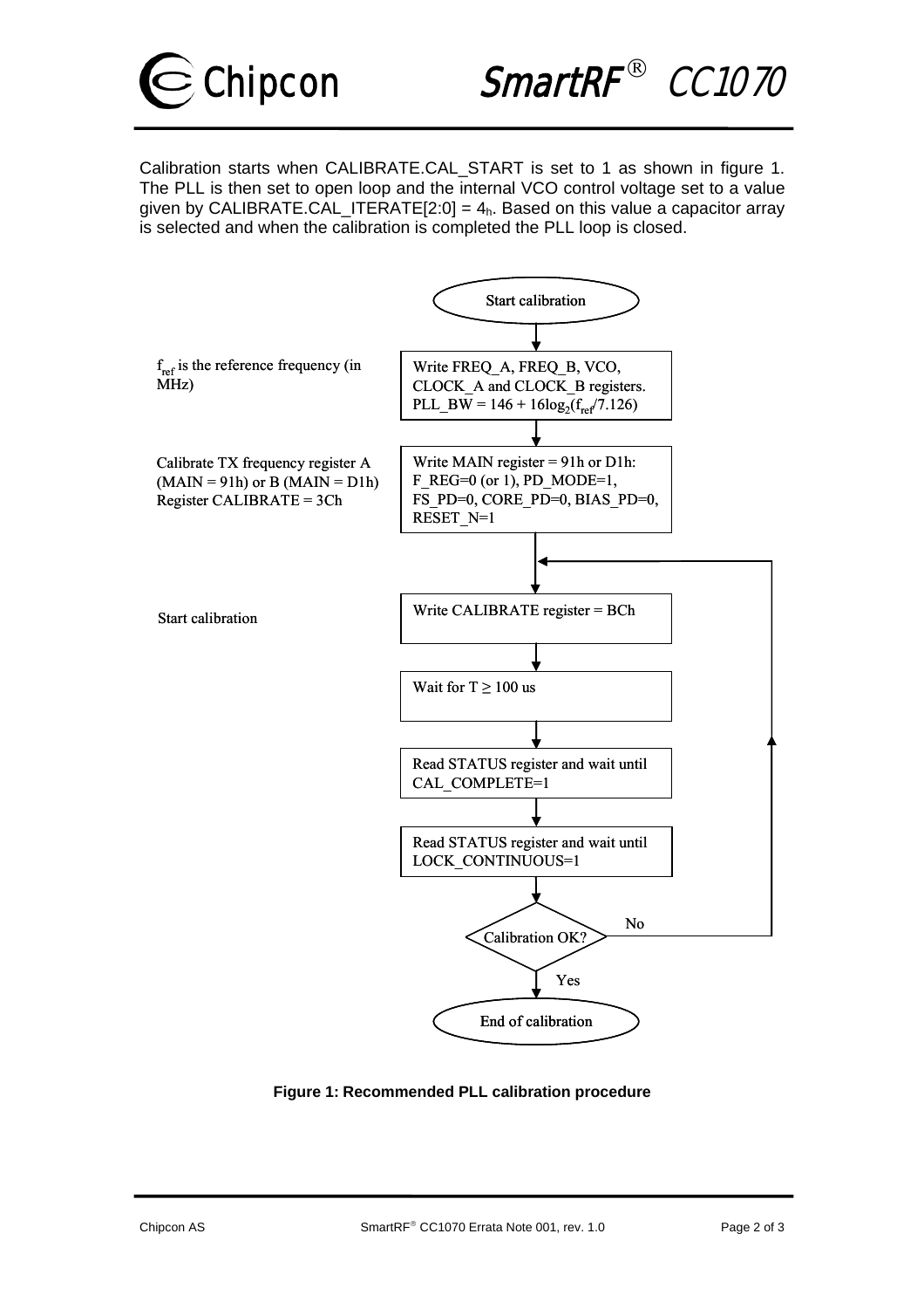Calibration starts when CALIBRATE.CAL_START is set to 1 as shown in figure 1. The PLL is then set to open loop and the internal VCO control voltage set to a value given by CALIBRATE.CAL_ITERATE[2:0] = $4_h$. Based on this value a capacitor array is selected and when the calibration is completed the PLL loop is closed.

Start calibration

$f_{ref}$ is the reference frequency (in MHz)

Write FREQ_A, FREQ_B, VCO, CLOCK_A and CLOCK_B registers. PLL_BW = 146 + 16log$_2$($f_{ref}$/7.126)

Calibrate TX frequency register A (MAIN = 91h) or B (MAIN = D1h) Register CALIBRATE = 3Ch

Write MAIN register = 91h or D1h: F_REG=0 (or 1), PD_MODE=1, FS_PD=0, CORE_PD=0, BIAS_PD=0, RESET_N=1

Start calibration

Write CALIBRATE register = BCh

Wait for T ≥ 100 us

Read STATUS register and wait until CAL_COMPLETE=1

Read STATUS register and wait until LOCK_CONTINUOUS=1

Calibration OK? — No: return to "Write CALIBRATE register = BCh"; Yes: End of calibration

End of calibration

**Figure 1: Recommended PLL calibration procedure**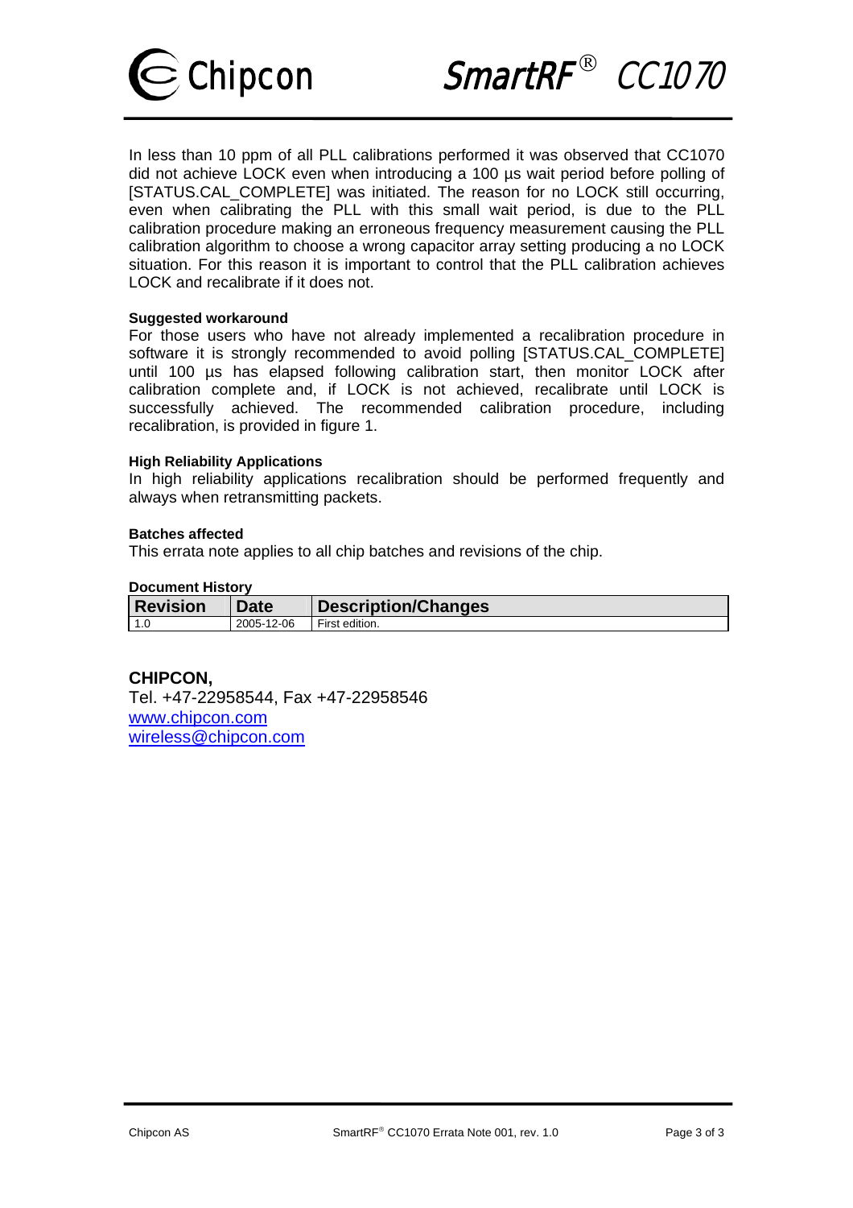In less than 10 ppm of all PLL calibrations performed it was observed that CC1070 did not achieve LOCK even when introducing a 100 µs wait period before polling of [STATUS.CAL_COMPLETE] was initiated. The reason for no LOCK still occurring, even when calibrating the PLL with this small wait period, is due to the PLL calibration procedure making an erroneous frequency measurement causing the PLL calibration algorithm to choose a wrong capacitor array setting producing a no LOCK situation. For this reason it is important to control that the PLL calibration achieves LOCK and recalibrate if it does not.

**Suggested workaround**

For those users who have not already implemented a recalibration procedure in software it is strongly recommended to avoid polling [STATUS.CAL_COMPLETE] until 100 µs has elapsed following calibration start, then monitor LOCK after calibration complete and, if LOCK is not achieved, recalibrate until LOCK is successfully achieved. The recommended calibration procedure, including recalibration, is provided in figure 1.

**High Reliability Applications**

In high reliability applications recalibration should be performed frequently and always when retransmitting packets.

**Batches affected**

This errata note applies to all chip batches and revisions of the chip.

**Document History**

| Revision | Date | Description/Changes |
|---|---|---|
| 1.0 | 2005-12-06 | First edition. |

**CHIPCON,**

Tel. +47-22958544, Fax +47-22958546

www.chipcon.com

wireless@chipcon.com